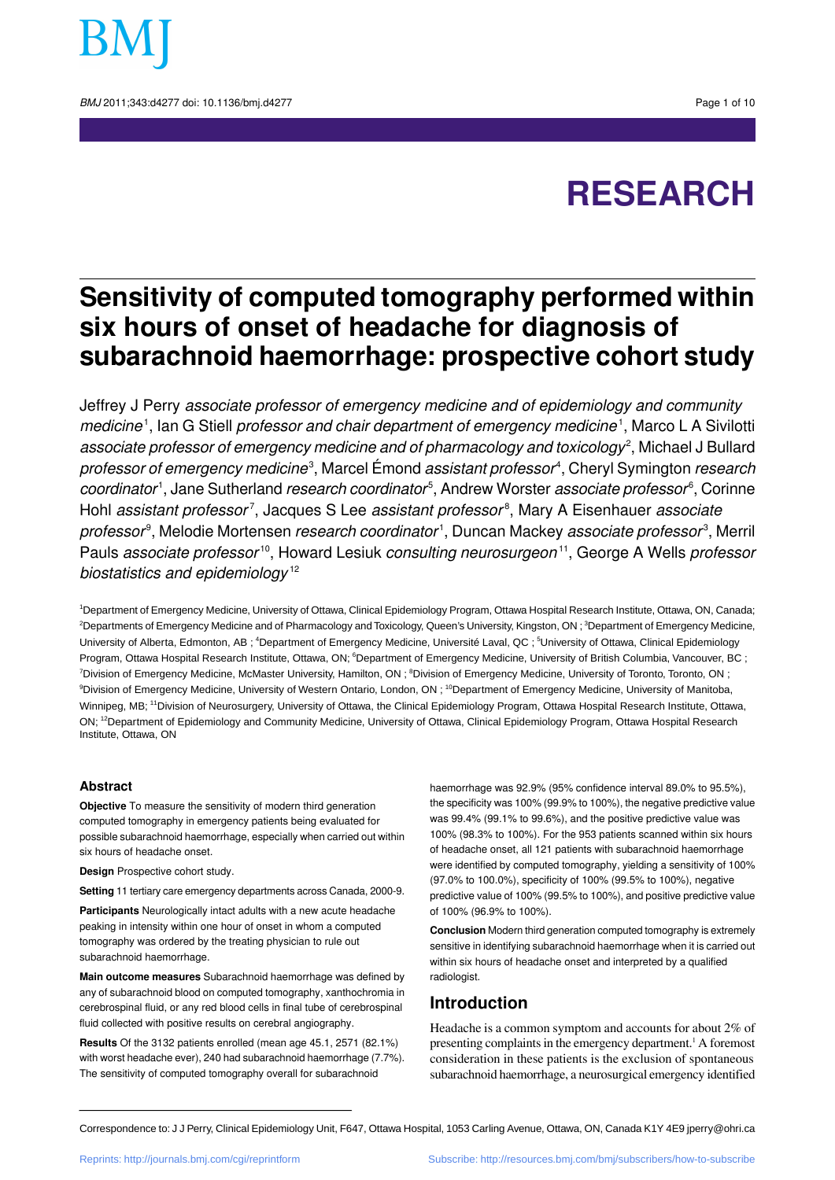RESEARCH

# Sensitivity of computed tomography performed within six hours of onset of headache for diagnosis of subarachnoid haemorrhage: prospective cohort study

Jeffrey J Perry *associate professor of emergency medicine and of epidemiology and community medicine*[1], Ian G Stiell *professor and chair department of emergency medicine*[1], Marco L A Sivilotti *associate professor of emergency medicine and of pharmacology and toxicology*[2], Michael J Bullard *professor of emergency medicine*[3], Marcel Émond *assistant professor*[4], Cheryl Symington *research coordinator*[1], Jane Sutherland *research coordinator*[5], Andrew Worster *associate professor*[6], Corinne Hohl *assistant professor*[7], Jacques S Lee *assistant professor*[8], Mary A Eisenhauer *associate professor*[9], Melodie Mortensen *research coordinator*[1], Duncan Mackey *associate professor*[3], Merril Pauls *associate professor*[10], Howard Lesiuk *consulting neurosurgeon*[11], George A Wells *professor biostatistics and epidemiology*[12]

[1]Department of Emergency Medicine, University of Ottawa, Clinical Epidemiology Program, Ottawa Hospital Research Institute, Ottawa, ON, Canada; [2]Departments of Emergency Medicine and of Pharmacology and Toxicology, Queen's University, Kingston, ON ; [3]Department of Emergency Medicine, University of Alberta, Edmonton, AB ; [4]Department of Emergency Medicine, Université Laval, QC ; [5]University of Ottawa, Clinical Epidemiology Program, Ottawa Hospital Research Institute, Ottawa, ON; [6]Department of Emergency Medicine, University of British Columbia, Vancouver, BC ; [7]Division of Emergency Medicine, McMaster University, Hamilton, ON ; [8]Division of Emergency Medicine, University of Toronto, Toronto, ON ; [9]Division of Emergency Medicine, University of Western Ontario, London, ON ; [10]Department of Emergency Medicine, University of Manitoba, Winnipeg, MB; [11]Division of Neurosurgery, University of Ottawa, the Clinical Epidemiology Program, Ottawa Hospital Research Institute, Ottawa, ON; [12]Department of Epidemiology and Community Medicine, University of Ottawa, Clinical Epidemiology Program, Ottawa Hospital Research Institute, Ottawa, ON

## Abstract

**Objective** To measure the sensitivity of modern third generation computed tomography in emergency patients being evaluated for possible subarachnoid haemorrhage, especially when carried out within six hours of headache onset.

**Design** Prospective cohort study.

**Setting** 11 tertiary care emergency departments across Canada, 2000-9.

**Participants** Neurologically intact adults with a new acute headache peaking in intensity within one hour of onset in whom a computed tomography was ordered by the treating physician to rule out subarachnoid haemorrhage.

**Main outcome measures** Subarachnoid haemorrhage was defined by any of subarachnoid blood on computed tomography, xanthochromia in cerebrospinal fluid, or any red blood cells in final tube of cerebrospinal fluid collected with positive results on cerebral angiography.

**Results** Of the 3132 patients enrolled (mean age 45.1, 2571 (82.1%) with worst headache ever), 240 had subarachnoid haemorrhage (7.7%). The sensitivity of computed tomography overall for subarachnoid haemorrhage was 92.9% (95% confidence interval 89.0% to 95.5%), the specificity was 100% (99.9% to 100%), the negative predictive value was 99.4% (99.1% to 99.6%), and the positive predictive value was 100% (98.3% to 100%). For the 953 patients scanned within six hours of headache onset, all 121 patients with subarachnoid haemorrhage were identified by computed tomography, yielding a sensitivity of 100% (97.0% to 100.0%), specificity of 100% (99.5% to 100%), negative predictive value of 100% (99.5% to 100%), and positive predictive value of 100% (96.9% to 100%).

**Conclusion** Modern third generation computed tomography is extremely sensitive in identifying subarachnoid haemorrhage when it is carried out within six hours of headache onset and interpreted by a qualified radiologist.

## Introduction

Headache is a common symptom and accounts for about 2% of presenting complaints in the emergency department.[1] A foremost consideration in these patients is the exclusion of spontaneous subarachnoid haemorrhage, a neurosurgical emergency identified

Correspondence to: J J Perry, Clinical Epidemiology Unit, F647, Ottawa Hospital, 1053 Carling Avenue, Ottawa, ON, Canada K1Y 4E9 jperry@ohri.ca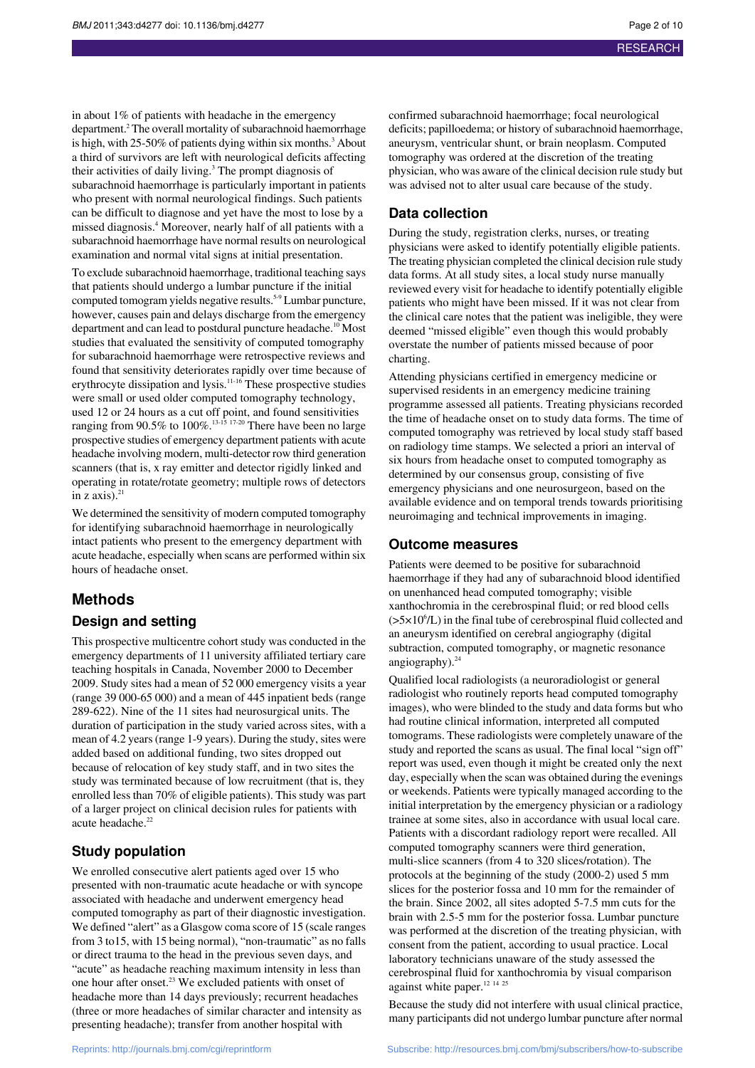in about 1% of patients with headache in the emergency department.[2] The overall mortality of subarachnoid haemorrhage is high, with 25-50% of patients dying within six months.[3] About a third of survivors are left with neurological deficits affecting their activities of daily living.[3] The prompt diagnosis of subarachnoid haemorrhage is particularly important in patients who present with normal neurological findings. Such patients can be difficult to diagnose and yet have the most to lose by a missed diagnosis.[4] Moreover, nearly half of all patients with a subarachnoid haemorrhage have normal results on neurological examination and normal vital signs at initial presentation.

To exclude subarachnoid haemorrhage, traditional teaching says that patients should undergo a lumbar puncture if the initial computed tomogram yields negative results.[5-9] Lumbar puncture, however, causes pain and delays discharge from the emergency department and can lead to postdural puncture headache.[10] Most studies that evaluated the sensitivity of computed tomography for subarachnoid haemorrhage were retrospective reviews and found that sensitivity deteriorates rapidly over time because of erythrocyte dissipation and lysis.[11-16] These prospective studies were small or used older computed tomography technology, used 12 or 24 hours as a cut off point, and found sensitivities ranging from 90.5% to 100%.[13-15 17-20] There have been no large prospective studies of emergency department patients with acute headache involving modern, multi-detector row third generation scanners (that is, x ray emitter and detector rigidly linked and operating in rotate/rotate geometry; multiple rows of detectors in z axis).[21]

We determined the sensitivity of modern computed tomography for identifying subarachnoid haemorrhage in neurologically intact patients who present to the emergency department with acute headache, especially when scans are performed within six hours of headache onset.

# Methods

## Design and setting

This prospective multicentre cohort study was conducted in the emergency departments of 11 university affiliated tertiary care teaching hospitals in Canada, November 2000 to December 2009. Study sites had a mean of 52 000 emergency visits a year (range 39 000-65 000) and a mean of 445 inpatient beds (range 289-622). Nine of the 11 sites had neurosurgical units. The duration of participation in the study varied across sites, with a mean of 4.2 years (range 1-9 years). During the study, sites were added based on additional funding, two sites dropped out because of relocation of key study staff, and in two sites the study was terminated because of low recruitment (that is, they enrolled less than 70% of eligible patients). This study was part of a larger project on clinical decision rules for patients with acute headache.[22]

## Study population

We enrolled consecutive alert patients aged over 15 who presented with non-traumatic acute headache or with syncope associated with headache and underwent emergency head computed tomography as part of their diagnostic investigation. We defined "alert" as a Glasgow coma score of 15 (scale ranges from 3 to15, with 15 being normal), "non-traumatic" as no falls or direct trauma to the head in the previous seven days, and "acute" as headache reaching maximum intensity in less than one hour after onset.[23] We excluded patients with onset of headache more than 14 days previously; recurrent headaches (three or more headaches of similar character and intensity as presenting headache); transfer from another hospital with confirmed subarachnoid haemorrhage; focal neurological deficits; papilloedema; or history of subarachnoid haemorrhage, aneurysm, ventricular shunt, or brain neoplasm. Computed tomography was ordered at the discretion of the treating physician, who was aware of the clinical decision rule study but was advised not to alter usual care because of the study.

## Data collection

During the study, registration clerks, nurses, or treating physicians were asked to identify potentially eligible patients. The treating physician completed the clinical decision rule study data forms. At all study sites, a local study nurse manually reviewed every visit for headache to identify potentially eligible patients who might have been missed. If it was not clear from the clinical care notes that the patient was ineligible, they were deemed "missed eligible" even though this would probably overstate the number of patients missed because of poor charting.

Attending physicians certified in emergency medicine or supervised residents in an emergency medicine training programme assessed all patients. Treating physicians recorded the time of headache onset on to study data forms. The time of computed tomography was retrieved by local study staff based on radiology time stamps. We selected a priori an interval of six hours from headache onset to computed tomography as determined by our consensus group, consisting of five emergency physicians and one neurosurgeon, based on the available evidence and on temporal trends towards prioritising neuroimaging and technical improvements in imaging.

## Outcome measures

Patients were deemed to be positive for subarachnoid haemorrhage if they had any of subarachnoid blood identified on unenhanced head computed tomography; visible xanthochromia in the cerebrospinal fluid; or red blood cells ($>5\times10^6$/L) in the final tube of cerebrospinal fluid collected and an aneurysm identified on cerebral angiography (digital subtraction, computed tomography, or magnetic resonance angiography).[24]

Qualified local radiologists (a neuroradiologist or general radiologist who routinely reports head computed tomography images), who were blinded to the study and data forms but who had routine clinical information, interpreted all computed tomograms. These radiologists were completely unaware of the study and reported the scans as usual. The final local "sign off" report was used, even though it might be created only the next day, especially when the scan was obtained during the evenings or weekends. Patients were typically managed according to the initial interpretation by the emergency physician or a radiology trainee at some sites, also in accordance with usual local care. Patients with a discordant radiology report were recalled. All computed tomography scanners were third generation, multi-slice scanners (from 4 to 320 slices/rotation). The protocols at the beginning of the study (2000-2) used 5 mm slices for the posterior fossa and 10 mm for the remainder of the brain. Since 2002, all sites adopted 5-7.5 mm cuts for the brain with 2.5-5 mm for the posterior fossa. Lumbar puncture was performed at the discretion of the treating physician, with consent from the patient, according to usual practice. Local laboratory technicians unaware of the study assessed the cerebrospinal fluid for xanthochromia by visual comparison against white paper.[12 14 25]

Because the study did not interfere with usual clinical practice, many participants did not undergo lumbar puncture after normal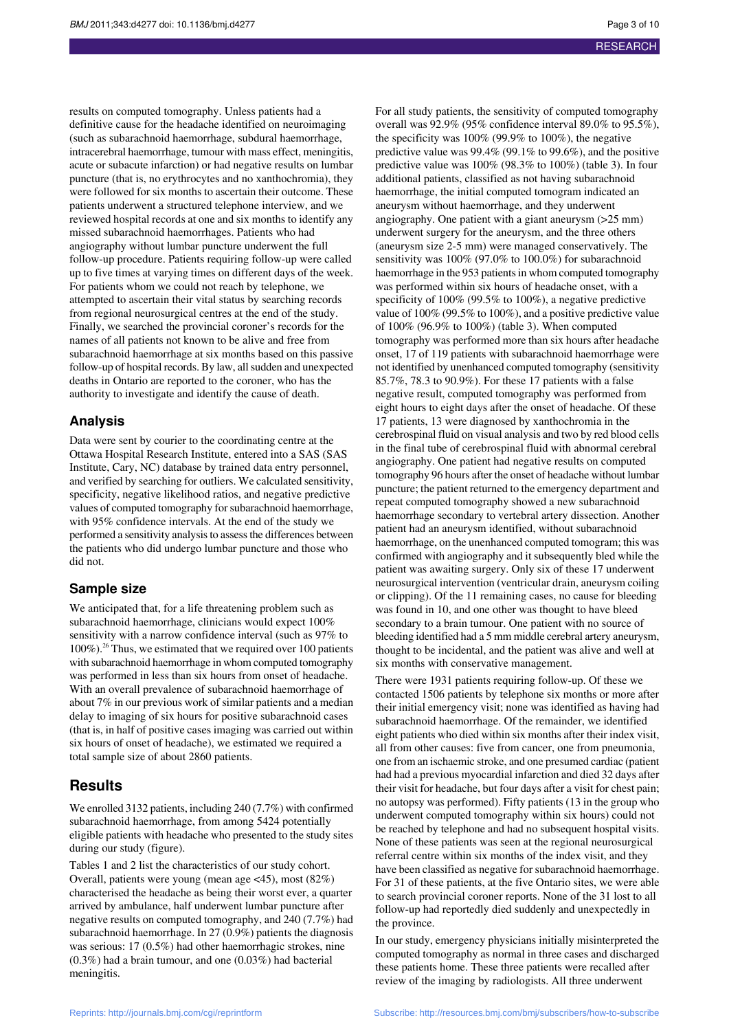results on computed tomography. Unless patients had a definitive cause for the headache identified on neuroimaging (such as subarachnoid haemorrhage, subdural haemorrhage, intracerebral haemorrhage, tumour with mass effect, meningitis, acute or subacute infarction) or had negative results on lumbar puncture (that is, no erythrocytes and no xanthochromia), they were followed for six months to ascertain their outcome. These patients underwent a structured telephone interview, and we reviewed hospital records at one and six months to identify any missed subarachnoid haemorrhages. Patients who had angiography without lumbar puncture underwent the full follow-up procedure. Patients requiring follow-up were called up to five times at varying times on different days of the week. For patients whom we could not reach by telephone, we attempted to ascertain their vital status by searching records from regional neurosurgical centres at the end of the study. Finally, we searched the provincial coroner's records for the names of all patients not known to be alive and free from subarachnoid haemorrhage at six months based on this passive follow-up of hospital records. By law, all sudden and unexpected deaths in Ontario are reported to the coroner, who has the authority to investigate and identify the cause of death.

## Analysis

Data were sent by courier to the coordinating centre at the Ottawa Hospital Research Institute, entered into a SAS (SAS Institute, Cary, NC) database by trained data entry personnel, and verified by searching for outliers. We calculated sensitivity, specificity, negative likelihood ratios, and negative predictive values of computed tomography for subarachnoid haemorrhage, with 95% confidence intervals. At the end of the study we performed a sensitivity analysis to assess the differences between the patients who did undergo lumbar puncture and those who did not.

## Sample size

We anticipated that, for a life threatening problem such as subarachnoid haemorrhage, clinicians would expect 100% sensitivity with a narrow confidence interval (such as 97% to 100%).[26] Thus, we estimated that we required over 100 patients with subarachnoid haemorrhage in whom computed tomography was performed in less than six hours from onset of headache. With an overall prevalence of subarachnoid haemorrhage of about 7% in our previous work of similar patients and a median delay to imaging of six hours for positive subarachnoid cases (that is, in half of positive cases imaging was carried out within six hours of onset of headache), we estimated we required a total sample size of about 2860 patients.

# Results

We enrolled 3132 patients, including 240 (7.7%) with confirmed subarachnoid haemorrhage, from among 5424 potentially eligible patients with headache who presented to the study sites during our study (figure).

Tables 1 and 2 list the characteristics of our study cohort. Overall, patients were young (mean age <45), most (82%) characterised the headache as being their worst ever, a quarter arrived by ambulance, half underwent lumbar puncture after negative results on computed tomography, and 240 (7.7%) had subarachnoid haemorrhage. In 27 (0.9%) patients the diagnosis was serious: 17 (0.5%) had other haemorrhagic strokes, nine (0.3%) had a brain tumour, and one (0.03%) had bacterial meningitis.

For all study patients, the sensitivity of computed tomography overall was 92.9% (95% confidence interval 89.0% to 95.5%), the specificity was 100% (99.9% to 100%), the negative predictive value was 99.4% (99.1% to 99.6%), and the positive predictive value was 100% (98.3% to 100%) (table 3). In four additional patients, classified as not having subarachnoid haemorrhage, the initial computed tomogram indicated an aneurysm without haemorrhage, and they underwent angiography. One patient with a giant aneurysm (>25 mm) underwent surgery for the aneurysm, and the three others (aneurysm size 2-5 mm) were managed conservatively. The sensitivity was 100% (97.0% to 100.0%) for subarachnoid haemorrhage in the 953 patients in whom computed tomography was performed within six hours of headache onset, with a specificity of 100% (99.5% to 100%), a negative predictive value of 100% (99.5% to 100%), and a positive predictive value of 100% (96.9% to 100%) (table 3). When computed tomography was performed more than six hours after headache onset, 17 of 119 patients with subarachnoid haemorrhage were not identified by unenhanced computed tomography (sensitivity 85.7%, 78.3 to 90.9%). For these 17 patients with a false negative result, computed tomography was performed from eight hours to eight days after the onset of headache. Of these 17 patients, 13 were diagnosed by xanthochromia in the cerebrospinal fluid on visual analysis and two by red blood cells in the final tube of cerebrospinal fluid with abnormal cerebral angiography. One patient had negative results on computed tomography 96 hours after the onset of headache without lumbar puncture; the patient returned to the emergency department and repeat computed tomography showed a new subarachnoid haemorrhage secondary to vertebral artery dissection. Another patient had an aneurysm identified, without subarachnoid haemorrhage, on the unenhanced computed tomogram; this was confirmed with angiography and it subsequently bled while the patient was awaiting surgery. Only six of these 17 underwent neurosurgical intervention (ventricular drain, aneurysm coiling or clipping). Of the 11 remaining cases, no cause for bleeding was found in 10, and one other was thought to have bleed secondary to a brain tumour. One patient with no source of bleeding identified had a 5 mm middle cerebral artery aneurysm, thought to be incidental, and the patient was alive and well at six months with conservative management.

There were 1931 patients requiring follow-up. Of these we contacted 1506 patients by telephone six months or more after their initial emergency visit; none was identified as having had subarachnoid haemorrhage. Of the remainder, we identified eight patients who died within six months after their index visit, all from other causes: five from cancer, one from pneumonia, one from an ischaemic stroke, and one presumed cardiac (patient had had a previous myocardial infarction and died 32 days after their visit for headache, but four days after a visit for chest pain; no autopsy was performed). Fifty patients (13 in the group who underwent computed tomography within six hours) could not be reached by telephone and had no subsequent hospital visits. None of these patients was seen at the regional neurosurgical referral centre within six months of the index visit, and they have been classified as negative for subarachnoid haemorrhage. For 31 of these patients, at the five Ontario sites, we were able to search provincial coroner reports. None of the 31 lost to all follow-up had reportedly died suddenly and unexpectedly in the province.

In our study, emergency physicians initially misinterpreted the computed tomography as normal in three cases and discharged these patients home. These three patients were recalled after review of the imaging by radiologists. All three underwent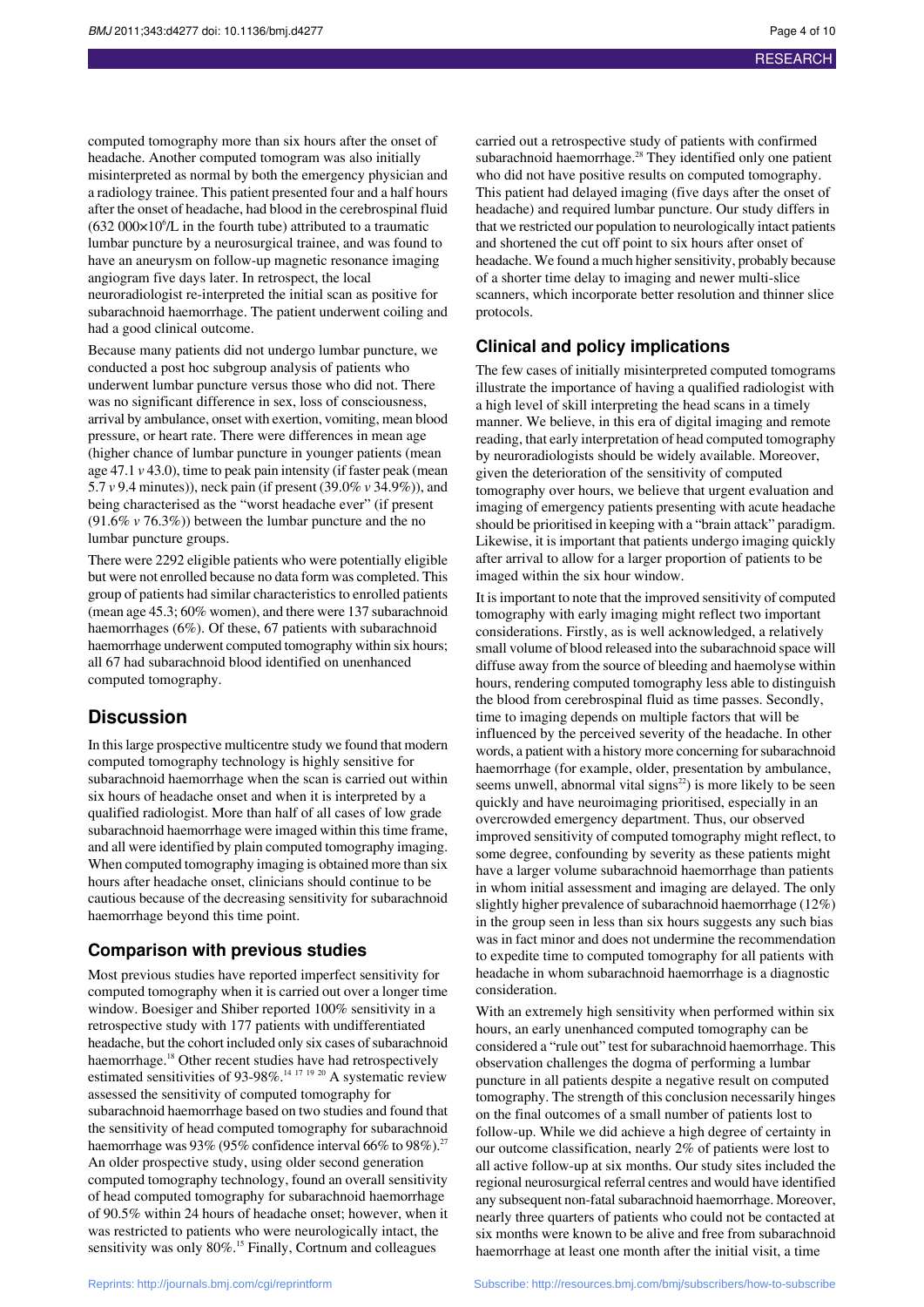computed tomography more than six hours after the onset of headache. Another computed tomogram was also initially misinterpreted as normal by both the emergency physician and a radiology trainee. This patient presented four and a half hours after the onset of headache, had blood in the cerebrospinal fluid ($632\,000 \times 10^6$/L in the fourth tube) attributed to a traumatic lumbar puncture by a neurosurgical trainee, and was found to have an aneurysm on follow-up magnetic resonance imaging angiogram five days later. In retrospect, the local neuroradiologist re-interpreted the initial scan as positive for subarachnoid haemorrhage. The patient underwent coiling and had a good clinical outcome.

Because many patients did not undergo lumbar puncture, we conducted a post hoc subgroup analysis of patients who underwent lumbar puncture versus those who did not. There was no significant difference in sex, loss of consciousness, arrival by ambulance, onset with exertion, vomiting, mean blood pressure, or heart rate. There were differences in mean age (higher chance of lumbar puncture in younger patients (mean age 47.1 *v* 43.0), time to peak pain intensity (if faster peak (mean 5.7 *v* 9.4 minutes)), neck pain (if present (39.0% *v* 34.9%)), and being characterised as the "worst headache ever" (if present (91.6% *v* 76.3%)) between the lumbar puncture and the no lumbar puncture groups.

There were 2292 eligible patients who were potentially eligible but were not enrolled because no data form was completed. This group of patients had similar characteristics to enrolled patients (mean age 45.3; 60% women), and there were 137 subarachnoid haemorrhages (6%). Of these, 67 patients with subarachnoid haemorrhage underwent computed tomography within six hours; all 67 had subarachnoid blood identified on unenhanced computed tomography.

## Discussion

In this large prospective multicentre study we found that modern computed tomography technology is highly sensitive for subarachnoid haemorrhage when the scan is carried out within six hours of headache onset and when it is interpreted by a qualified radiologist. More than half of all cases of low grade subarachnoid haemorrhage were imaged within this time frame, and all were identified by plain computed tomography imaging. When computed tomography imaging is obtained more than six hours after headache onset, clinicians should continue to be cautious because of the decreasing sensitivity for subarachnoid haemorrhage beyond this time point.

### Comparison with previous studies

Most previous studies have reported imperfect sensitivity for computed tomography when it is carried out over a longer time window. Boesiger and Shiber reported 100% sensitivity in a retrospective study with 177 patients with undifferentiated headache, but the cohort included only six cases of subarachnoid haemorrhage.[18] Other recent studies have had retrospectively estimated sensitivities of 93-98%.[14 17 19 20] A systematic review assessed the sensitivity of computed tomography for subarachnoid haemorrhage based on two studies and found that the sensitivity of head computed tomography for subarachnoid haemorrhage was 93% (95% confidence interval 66% to 98%).[27] An older prospective study, using older second generation computed tomography technology, found an overall sensitivity of head computed tomography for subarachnoid haemorrhage of 90.5% within 24 hours of headache onset; however, when it was restricted to patients who were neurologically intact, the sensitivity was only 80%.[15] Finally, Cortnum and colleagues carried out a retrospective study of patients with confirmed subarachnoid haemorrhage.[28] They identified only one patient who did not have positive results on computed tomography. This patient had delayed imaging (five days after the onset of headache) and required lumbar puncture. Our study differs in that we restricted our population to neurologically intact patients and shortened the cut off point to six hours after onset of headache. We found a much higher sensitivity, probably because of a shorter time delay to imaging and newer multi-slice scanners, which incorporate better resolution and thinner slice protocols.

### Clinical and policy implications

The few cases of initially misinterpreted computed tomograms illustrate the importance of having a qualified radiologist with a high level of skill interpreting the head scans in a timely manner. We believe, in this era of digital imaging and remote reading, that early interpretation of head computed tomography by neuroradiologists should be widely available. Moreover, given the deterioration of the sensitivity of computed tomography over hours, we believe that urgent evaluation and imaging of emergency patients presenting with acute headache should be prioritised in keeping with a "brain attack" paradigm. Likewise, it is important that patients undergo imaging quickly after arrival to allow for a larger proportion of patients to be imaged within the six hour window.

It is important to note that the improved sensitivity of computed tomography with early imaging might reflect two important considerations. Firstly, as is well acknowledged, a relatively small volume of blood released into the subarachnoid space will diffuse away from the source of bleeding and haemolyse within hours, rendering computed tomography less able to distinguish the blood from cerebrospinal fluid as time passes. Secondly, time to imaging depends on multiple factors that will be influenced by the perceived severity of the headache. In other words, a patient with a history more concerning for subarachnoid haemorrhage (for example, older, presentation by ambulance, seems unwell, abnormal vital signs[22]) is more likely to be seen quickly and have neuroimaging prioritised, especially in an overcrowded emergency department. Thus, our observed improved sensitivity of computed tomography might reflect, to some degree, confounding by severity as these patients might have a larger volume subarachnoid haemorrhage than patients in whom initial assessment and imaging are delayed. The only slightly higher prevalence of subarachnoid haemorrhage (12%) in the group seen in less than six hours suggests any such bias was in fact minor and does not undermine the recommendation to expedite time to computed tomography for all patients with headache in whom subarachnoid haemorrhage is a diagnostic consideration.

With an extremely high sensitivity when performed within six hours, an early unenhanced computed tomography can be considered a "rule out" test for subarachnoid haemorrhage. This observation challenges the dogma of performing a lumbar puncture in all patients despite a negative result on computed tomography. The strength of this conclusion necessarily hinges on the final outcomes of a small number of patients lost to follow-up. While we did achieve a high degree of certainty in our outcome classification, nearly 2% of patients were lost to all active follow-up at six months. Our study sites included the regional neurosurgical referral centres and would have identified any subsequent non-fatal subarachnoid haemorrhage. Moreover, nearly three quarters of patients who could not be contacted at six months were known to be alive and free from subarachnoid haemorrhage at least one month after the initial visit, a time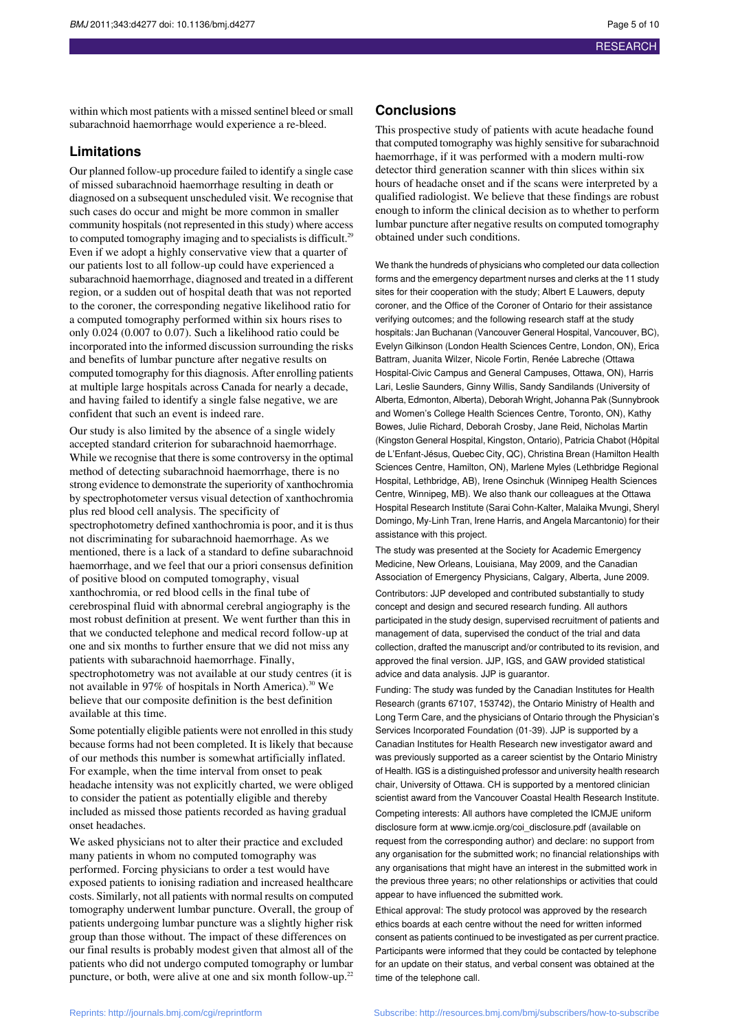within which most patients with a missed sentinel bleed or small subarachnoid haemorrhage would experience a re-bleed.

## Limitations

Our planned follow-up procedure failed to identify a single case of missed subarachnoid haemorrhage resulting in death or diagnosed on a subsequent unscheduled visit. We recognise that such cases do occur and might be more common in smaller community hospitals (not represented in this study) where access to computed tomography imaging and to specialists is difficult.[29] Even if we adopt a highly conservative view that a quarter of our patients lost to all follow-up could have experienced a subarachnoid haemorrhage, diagnosed and treated in a different region, or a sudden out of hospital death that was not reported to the coroner, the corresponding negative likelihood ratio for a computed tomography performed within six hours rises to only 0.024 (0.007 to 0.07). Such a likelihood ratio could be incorporated into the informed discussion surrounding the risks and benefits of lumbar puncture after negative results on computed tomography for this diagnosis. After enrolling patients at multiple large hospitals across Canada for nearly a decade, and having failed to identify a single false negative, we are confident that such an event is indeed rare.

Our study is also limited by the absence of a single widely accepted standard criterion for subarachnoid haemorrhage. While we recognise that there is some controversy in the optimal method of detecting subarachnoid haemorrhage, there is no strong evidence to demonstrate the superiority of xanthochromia by spectrophotometer versus visual detection of xanthochromia plus red blood cell analysis. The specificity of spectrophotometry defined xanthochromia is poor, and it is thus not discriminating for subarachnoid haemorrhage. As we mentioned, there is a lack of a standard to define subarachnoid haemorrhage, and we feel that our a priori consensus definition of positive blood on computed tomography, visual xanthochromia, or red blood cells in the final tube of cerebrospinal fluid with abnormal cerebral angiography is the most robust definition at present. We went further than this in that we conducted telephone and medical record follow-up at one and six months to further ensure that we did not miss any patients with subarachnoid haemorrhage. Finally, spectrophotometry was not available at our study centres (it is not available in 97% of hospitals in North America).[30] We believe that our composite definition is the best definition available at this time.

Some potentially eligible patients were not enrolled in this study because forms had not been completed. It is likely that because of our methods this number is somewhat artificially inflated. For example, when the time interval from onset to peak headache intensity was not explicitly charted, we were obliged to consider the patient as potentially eligible and thereby included as missed those patients recorded as having gradual onset headaches.

We asked physicians not to alter their practice and excluded many patients in whom no computed tomography was performed. Forcing physicians to order a test would have exposed patients to ionising radiation and increased healthcare costs. Similarly, not all patients with normal results on computed tomography underwent lumbar puncture. Overall, the group of patients undergoing lumbar puncture was a slightly higher risk group than those without. The impact of these differences on our final results is probably modest given that almost all of the patients who did not undergo computed tomography or lumbar puncture, or both, were alive at one and six month follow-up.[22]

## Conclusions

This prospective study of patients with acute headache found that computed tomography was highly sensitive for subarachnoid haemorrhage, if it was performed with a modern multi-row detector third generation scanner with thin slices within six hours of headache onset and if the scans were interpreted by a qualified radiologist. We believe that these findings are robust enough to inform the clinical decision as to whether to perform lumbar puncture after negative results on computed tomography obtained under such conditions.

We thank the hundreds of physicians who completed our data collection forms and the emergency department nurses and clerks at the 11 study sites for their cooperation with the study; Albert E Lauwers, deputy coroner, and the Office of the Coroner of Ontario for their assistance verifying outcomes; and the following research staff at the study hospitals: Jan Buchanan (Vancouver General Hospital, Vancouver, BC), Evelyn Gilkinson (London Health Sciences Centre, London, ON), Erica Battram, Juanita Wilzer, Nicole Fortin, Renée Labreche (Ottawa Hospital-Civic Campus and General Campuses, Ottawa, ON), Harris Lari, Leslie Saunders, Ginny Willis, Sandy Sandilands (University of Alberta, Edmonton, Alberta), Deborah Wright, Johanna Pak (Sunnybrook and Women's College Health Sciences Centre, Toronto, ON), Kathy Bowes, Julie Richard, Deborah Crosby, Jane Reid, Nicholas Martin (Kingston General Hospital, Kingston, Ontario), Patricia Chabot (Hôpital de L'Enfant-Jésus, Quebec City, QC), Christina Brean (Hamilton Health Sciences Centre, Hamilton, ON), Marlene Myles (Lethbridge Regional Hospital, Lethbridge, AB), Irene Osinchuk (Winnipeg Health Sciences Centre, Winnipeg, MB). We also thank our colleagues at the Ottawa Hospital Research Institute (Sarai Cohn-Kalter, Malaika Mvungi, Sheryl Domingo, My-Linh Tran, Irene Harris, and Angela Marcantonio) for their assistance with this project.

The study was presented at the Society for Academic Emergency Medicine, New Orleans, Louisiana, May 2009, and the Canadian Association of Emergency Physicians, Calgary, Alberta, June 2009.

Contributors: JJP developed and contributed substantially to study concept and design and secured research funding. All authors participated in the study design, supervised recruitment of patients and management of data, supervised the conduct of the trial and data collection, drafted the manuscript and/or contributed to its revision, and approved the final version. JJP, IGS, and GAW provided statistical advice and data analysis. JJP is guarantor.

Funding: The study was funded by the Canadian Institutes for Health Research (grants 67107, 153742), the Ontario Ministry of Health and Long Term Care, and the physicians of Ontario through the Physician's Services Incorporated Foundation (01-39). JJP is supported by a Canadian Institutes for Health Research new investigator award and was previously supported as a career scientist by the Ontario Ministry of Health. IGS is a distinguished professor and university health research chair, University of Ottawa. CH is supported by a mentored clinician scientist award from the Vancouver Coastal Health Research Institute.

Competing interests: All authors have completed the ICMJE uniform disclosure form at www.icmje.org/coi_disclosure.pdf (available on request from the corresponding author) and declare: no support from any organisation for the submitted work; no financial relationships with any organisations that might have an interest in the submitted work in the previous three years; no other relationships or activities that could appear to have influenced the submitted work.

Ethical approval: The study protocol was approved by the research ethics boards at each centre without the need for written informed consent as patients continued to be investigated as per current practice. Participants were informed that they could be contacted by telephone for an update on their status, and verbal consent was obtained at the time of the telephone call.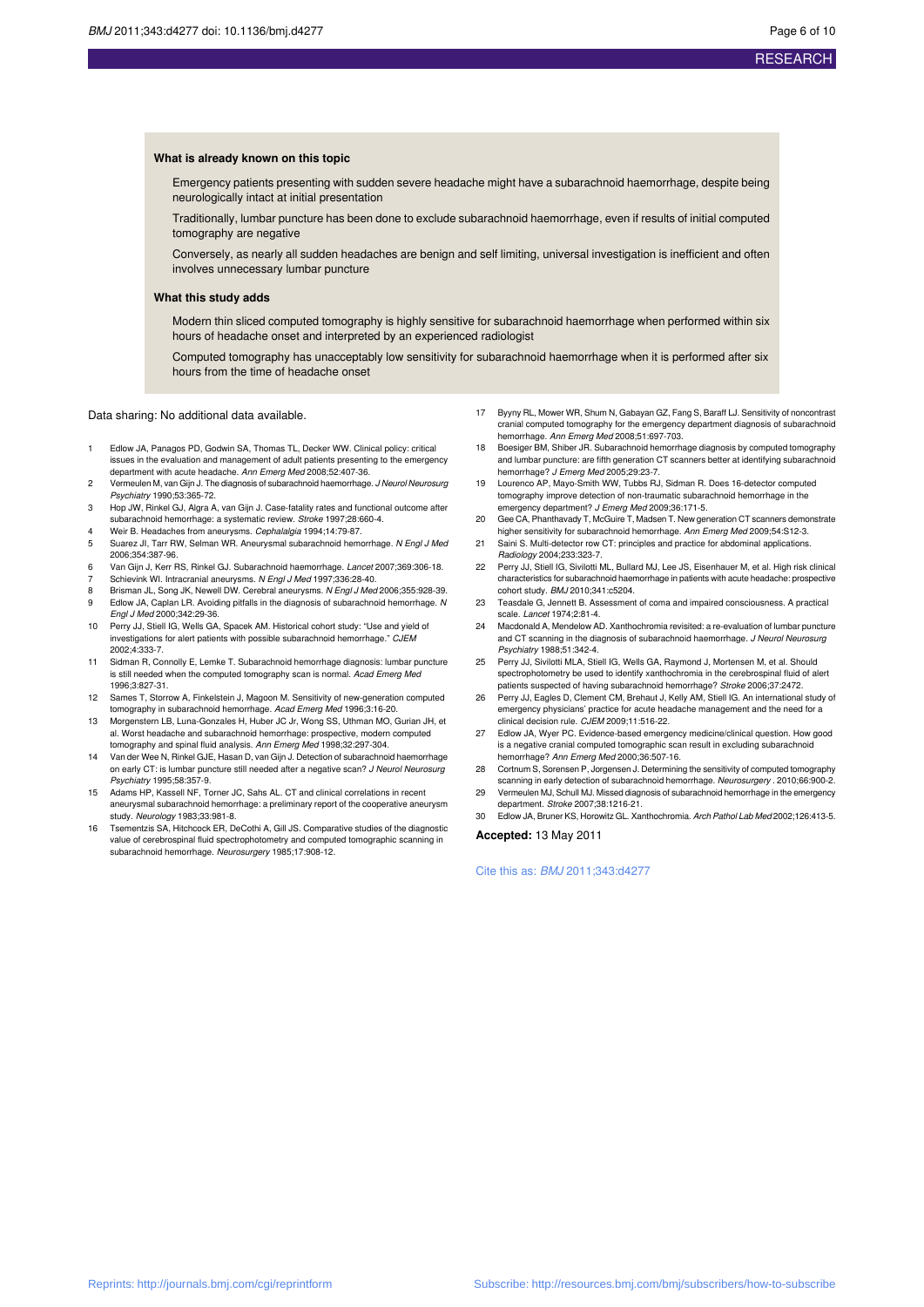### What is already known on this topic

Emergency patients presenting with sudden severe headache might have a subarachnoid haemorrhage, despite being neurologically intact at initial presentation

Traditionally, lumbar puncture has been done to exclude subarachnoid haemorrhage, even if results of initial computed tomography are negative

Conversely, as nearly all sudden headaches are benign and self limiting, universal investigation is inefficient and often involves unnecessary lumbar puncture

### What this study adds

Modern thin sliced computed tomography is highly sensitive for subarachnoid haemorrhage when performed within six hours of headache onset and interpreted by an experienced radiologist

Computed tomography has unacceptably low sensitivity for subarachnoid haemorrhage when it is performed after six hours from the time of headache onset

Data sharing: No additional data available.

1. Edlow JA, Panagos PD, Godwin SA, Thomas TL, Decker WW. Clinical policy: critical issues in the evaluation and management of adult patients presenting to the emergency department with acute headache. *Ann Emerg Med* 2008;52:407-36.
2. Vermeulen M, van Gijn J. The diagnosis of subarachnoid haemorrhage. *J Neurol Neurosurg Psychiatry* 1990;53:365-72.
3. Hop JW, Rinkel GJ, Algra A, van Gijn J. Case-fatality rates and functional outcome after subarachnoid hemorrhage: a systematic review. *Stroke* 1997;28:660-4.
4. Weir B. Headaches from aneurysms. *Cephalalgia* 1994;14:79-87.
5. Suarez JI, Tarr RW, Selman WR. Aneurysmal subarachnoid hemorrhage. *N Engl J Med* 2006;354:387-96.
6. Van Gijn J, Kerr RS, Rinkel GJ. Subarachnoid haemorrhage. *Lancet* 2007;369:306-18.
7. Schievink WI. Intracranial aneurysms. *N Engl J Med* 1997;336:28-40.
8. Brisman JL, Song JK, Newell DW. Cerebral aneurysms. *N Engl J Med* 2006;355:928-39.
9. Edlow JA, Caplan LR. Avoiding pitfalls in the diagnosis of subarachnoid hemorrhage. *N Engl J Med* 2000;342:29-36.
10. Perry JJ, Stiell IG, Wells GA, Spacek AM. Historical cohort study: "Use and yield of investigations for alert patients with possible subarachnoid hemorrhage." *CJEM* 2002;4:333-7.
11. Sidman R, Connolly E, Lemke T. Subarachnoid hemorrhage diagnosis: lumbar puncture is still needed when the computed tomography scan is normal. *Acad Emerg Med* 1996;3:827-31.
12. Sames T, Storrow A, Finkelstein J, Magoon M. Sensitivity of new-generation computed tomography in subarachnoid hemorrhage. *Acad Emerg Med* 1996;3:16-20.
13. Morgenstern LB, Luna-Gonzales H, Huber JC Jr, Wong SS, Uthman MO, Gurian JH, et al. Worst headache and subarachnoid hemorrhage: prospective, modern computed tomography and spinal fluid analysis. *Ann Emerg Med* 1998;32:297-304.
14. Van der Wee N, Rinkel GJE, Hasan D, van Gijn J. Detection of subarachnoid haemorrhage on early CT: is lumbar puncture still needed after a negative scan? *J Neurol Neurosurg Psychiatry* 1995;58:357-9.
15. Adams HP, Kassell NF, Torner JC, Sahs AL. CT and clinical correlations in recent aneurysmal subarachnoid hemorrhage: a preliminary report of the cooperative aneurysm study. *Neurology* 1983;33:981-8.
16. Tsementzis SA, Hitchcock ER, DeCothi A, Gill JS. Comparative studies of the diagnostic value of cerebrospinal fluid spectrophotometry and computed tomographic scanning in subarachnoid hemorrhage. *Neurosurgery* 1985;17:908-12.
17. Byyny RL, Mower WR, Shum N, Gabayan GZ, Fang S, Baraff LJ. Sensitivity of noncontrast cranial computed tomography for the emergency department diagnosis of subarachnoid hemorrhage. *Ann Emerg Med* 2008;51:697-703.
18. Boesiger BM, Shiber JR. Subarachnoid hemorrhage diagnosis by computed tomography and lumbar puncture: are fifth generation CT scanners better at identifying subarachnoid hemorrhage? *J Emerg Med* 2005;29:23-7.
19. Lourenco AP, Mayo-Smith WW, Tubbs RJ, Sidman R. Does 16-detector computed tomography improve detection of non-traumatic subarachnoid hemorrhage in the emergency department? *J Emerg Med* 2009;36:171-5.
20. Gee CA, Phanthavady T, McGuire T, Madsen T. New generation CT scanners demonstrate higher sensitivity for subarachnoid hemorrhage. *Ann Emerg Med* 2009;54:S12-3.
21. Saini S. Multi-detector row CT: principles and practice for abdominal applications. *Radiology* 2004;233:323-7.
22. Perry JJ, Stiell IG, Sivilotti ML, Bullard MJ, Lee JS, Eisenhauer M, et al. High risk clinical characteristics for subarachnoid haemorrhage in patients with acute headache: prospective cohort study. *BMJ* 2010;341:c5204.
23. Teasdale G, Jennett B. Assessment of coma and impaired consciousness. A practical scale. *Lancet* 1974;2:81-4.
24. Macdonald A, Mendelow AD. Xanthochromia revisited: a re-evaluation of lumbar puncture and CT scanning in the diagnosis of subarachnoid haemorrhage. *J Neurol Neurosurg Psychiatry* 1988;51:342-4.
25. Perry JJ, Sivilotti MLA, Stiell IG, Wells GA, Raymond J, Mortensen M, et al. Should spectrophotometry be used to identify xanthochromia in the cerebrospinal fluid of alert patients suspected of having subarachnoid hemorrhage? *Stroke* 2006;37:2472.
26. Perry JJ, Eagles D, Clement CM, Brehaut J, Kelly AM, Stiell IG. An international study of emergency physicians' practice for acute headache management and the need for a clinical decision rule. *CJEM* 2009;11:516-22.
27. Edlow JA, Wyer PC. Evidence-based emergency medicine/clinical question. How good is a negative cranial computed tomographic scan result in excluding subarachnoid hemorrhage? *Ann Emerg Med* 2000;36:507-16.
28. Cortnum S, Sorensen P, Jorgensen J. Determining the sensitivity of computed tomography scanning in early detection of subarachnoid hemorrhage. *Neurosurgery* . 2010;66:900-2.
29. Vermeulen MJ, Schull MJ. Missed diagnosis of subarachnoid hemorrhage in the emergency department. *Stroke* 2007;38:1216-21.
30. Edlow JA, Bruner KS, Horowitz GL. Xanthochromia. *Arch Pathol Lab Med* 2002;126:413-5.

**Accepted:** 13 May 2011

Cite this as: *BMJ* 2011;343:d4277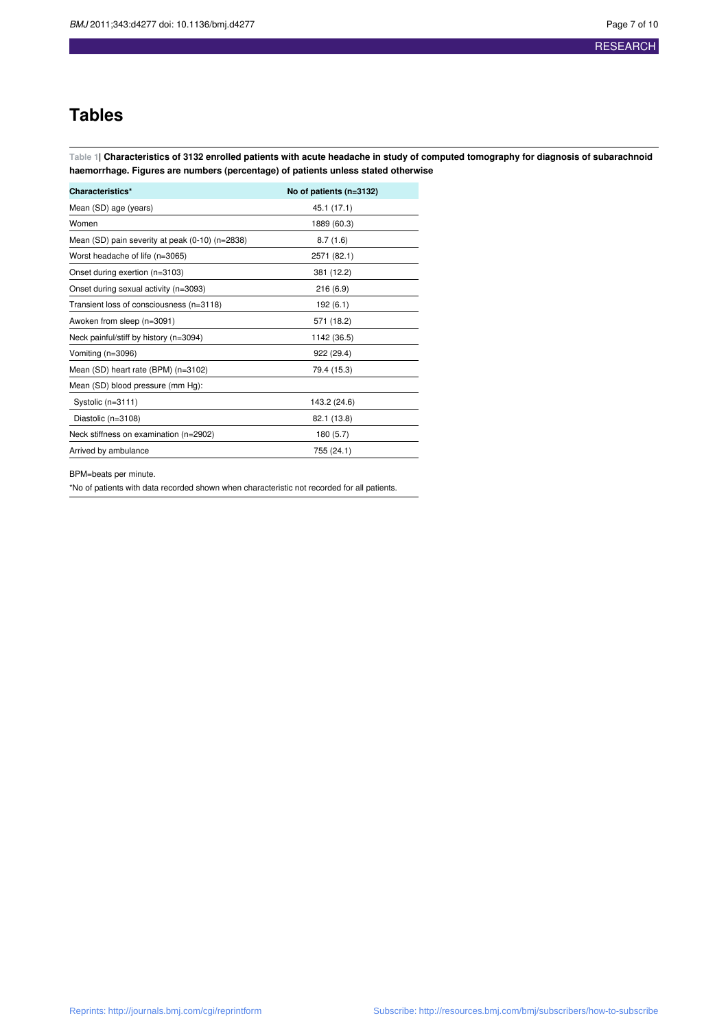# Tables

**Table 1| Characteristics of 3132 enrolled patients with acute headache in study of computed tomography for diagnosis of subarachnoid haemorrhage. Figures are numbers (percentage) of patients unless stated otherwise**

| Characteristics* | No of patients (n=3132) |
|---|---|
| Mean (SD) age (years) | 45.1 (17.1) |
| Women | 1889 (60.3) |
| Mean (SD) pain severity at peak (0-10) (n=2838) | 8.7 (1.6) |
| Worst headache of life (n=3065) | 2571 (82.1) |
| Onset during exertion (n=3103) | 381 (12.2) |
| Onset during sexual activity (n=3093) | 216 (6.9) |
| Transient loss of consciousness (n=3118) | 192 (6.1) |
| Awoken from sleep (n=3091) | 571 (18.2) |
| Neck painful/stiff by history (n=3094) | 1142 (36.5) |
| Vomiting (n=3096) | 922 (29.4) |
| Mean (SD) heart rate (BPM) (n=3102) | 79.4 (15.3) |
| Mean (SD) blood pressure (mm Hg): | |
| Systolic (n=3111) | 143.2 (24.6) |
| Diastolic (n=3108) | 82.1 (13.8) |
| Neck stiffness on examination (n=2902) | 180 (5.7) |
| Arrived by ambulance | 755 (24.1) |

BPM=beats per minute.

*No of patients with data recorded shown when characteristic not recorded for all patients.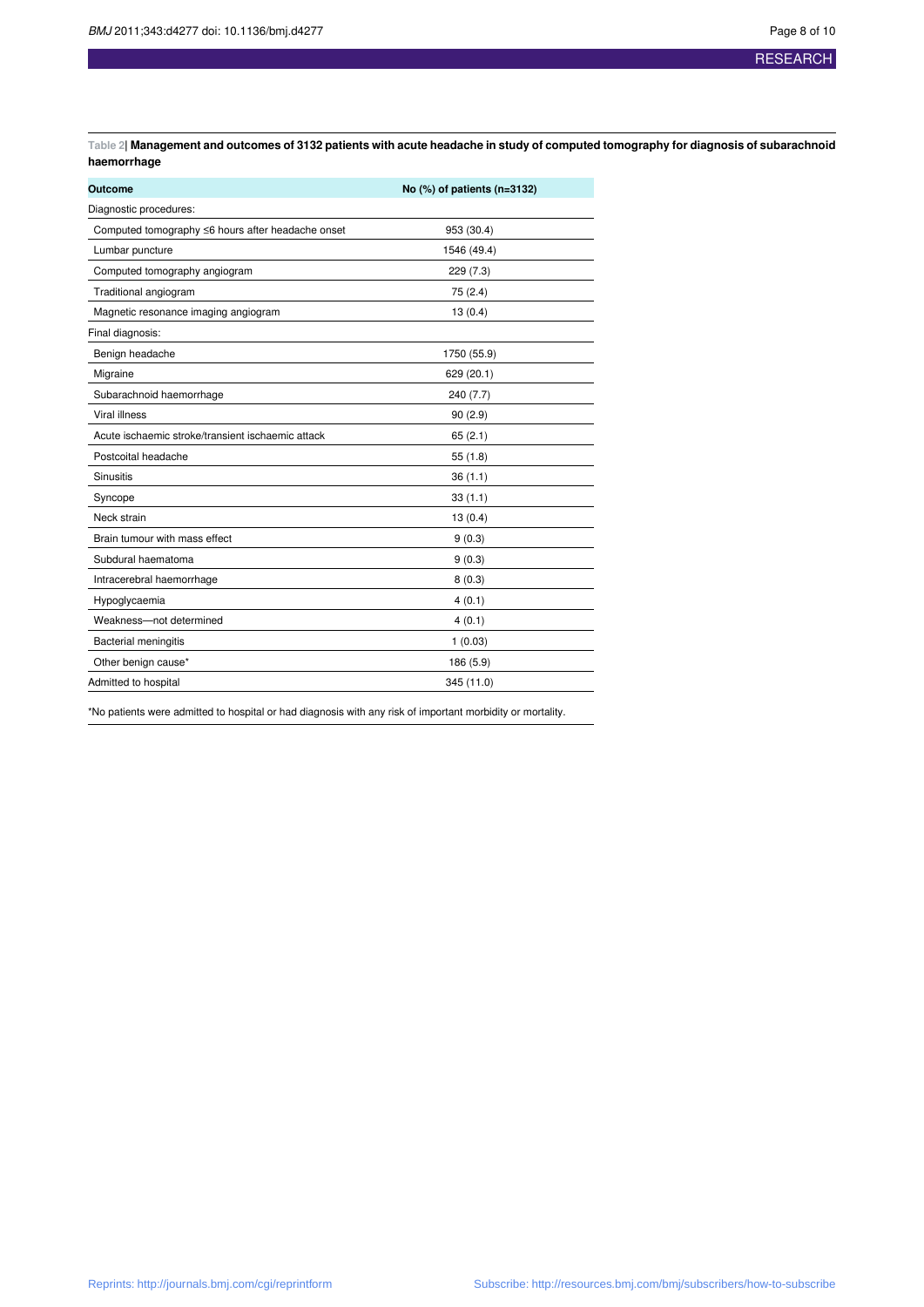**Table 2| Management and outcomes of 3132 patients with acute headache in study of computed tomography for diagnosis of subarachnoid haemorrhage**

| Outcome | No (%) of patients (n=3132) |
|---|---|
| Diagnostic procedures: | |
| Computed tomography ≤6 hours after headache onset | 953 (30.4) |
| Lumbar puncture | 1546 (49.4) |
| Computed tomography angiogram | 229 (7.3) |
| Traditional angiogram | 75 (2.4) |
| Magnetic resonance imaging angiogram | 13 (0.4) |
| Final diagnosis: | |
| Benign headache | 1750 (55.9) |
| Migraine | 629 (20.1) |
| Subarachnoid haemorrhage | 240 (7.7) |
| Viral illness | 90 (2.9) |
| Acute ischaemic stroke/transient ischaemic attack | 65 (2.1) |
| Postcoital headache | 55 (1.8) |
| Sinusitis | 36 (1.1) |
| Syncope | 33 (1.1) |
| Neck strain | 13 (0.4) |
| Brain tumour with mass effect | 9 (0.3) |
| Subdural haematoma | 9 (0.3) |
| Intracerebral haemorrhage | 8 (0.3) |
| Hypoglycaemia | 4 (0.1) |
| Weakness—not determined | 4 (0.1) |
| Bacterial meningitis | 1 (0.03) |
| Other benign cause* | 186 (5.9) |
| Admitted to hospital | 345 (11.0) |

*No patients were admitted to hospital or had diagnosis with any risk of important morbidity or mortality.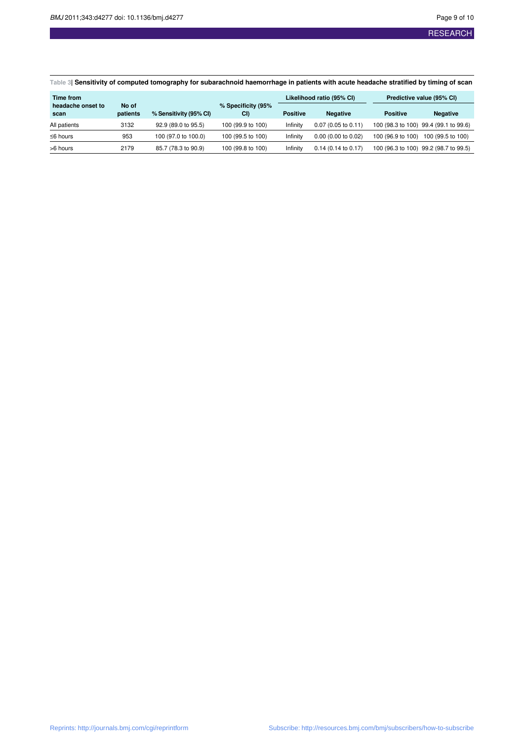**Table 3| Sensitivity of computed tomography for subarachnoid haemorrhage in patients with acute headache stratified by timing of scan**

| Time from headache onset to scan | No of patients | % Sensitivity (95% CI) | % Specificity (95% CI) | Likelihood ratio (95% CI) | | Predictive value (95% CI) | |
|---|---|---|---|---|---|---|---|
| | | | | Positive | Negative | Positive | Negative |
| All patients | 3132 | 92.9 (89.0 to 95.5) | 100 (99.9 to 100) | Infinity | 0.07 (0.05 to 0.11) | 100 (98.3 to 100) | 99.4 (99.1 to 99.6) |
| ≤6 hours | 953 | 100 (97.0 to 100.0) | 100 (99.5 to 100) | Infinity | 0.00 (0.00 to 0.02) | 100 (96.9 to 100) | 100 (99.5 to 100) |
| >6 hours | 2179 | 85.7 (78.3 to 90.9) | 100 (99.8 to 100) | Infinity | 0.14 (0.14 to 0.17) | 100 (96.3 to 100) | 99.2 (98.7 to 99.5) |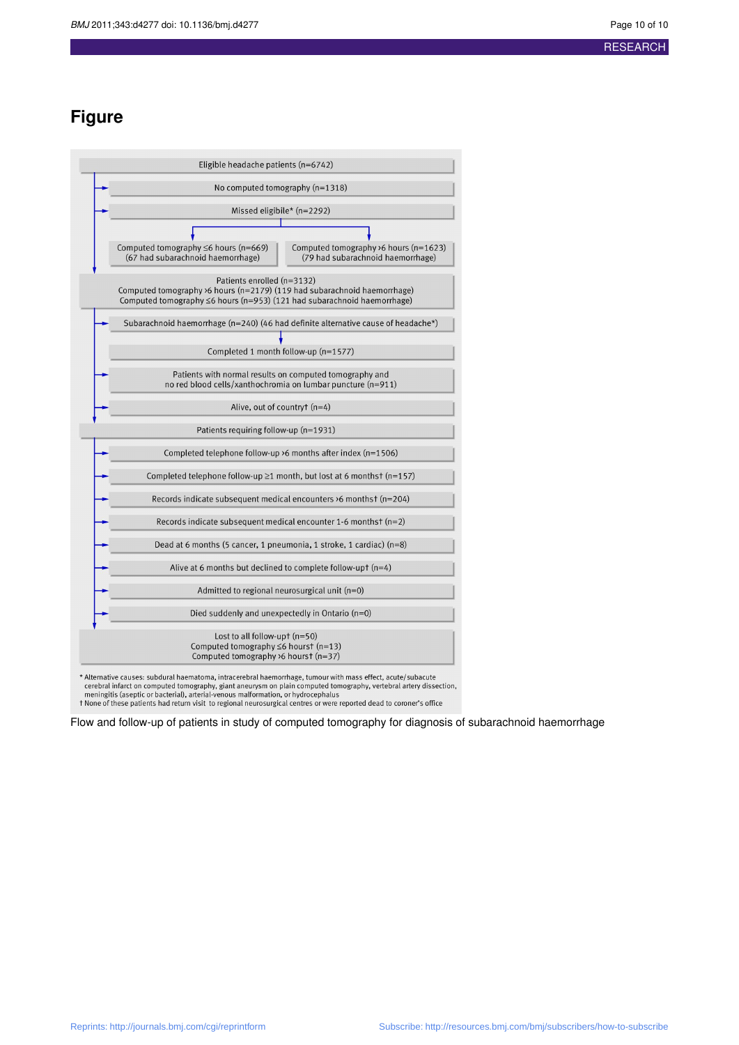# Figure

Eligible headache patients (n=6742)

No computed tomography (n=1318)

Missed eligibile* (n=2292)

Computed tomography ≤6 hours (n=669) (67 had subarachnoid haemorrhage)

Computed tomography >6 hours (n=1623) (79 had subarachnoid haemorrhage)

Patients enrolled (n=3132)
Computed tomography >6 hours (n=2179) (119 had subarachnoid haemorrhage)
Computed tomography ≤6 hours (n=953) (121 had subarachnoid haemorrhage)

Subarachnoid haemorrhage (n=240) (46 had definite alternative cause of headache*)

Completed 1 month follow-up (n=1577)

Patients with normal results on computed tomography and no red blood cells/xanthochromia on lumbar puncture (n=911)

Alive, out of country† (n=4)

Patients requiring follow-up (n=1931)

Completed telephone follow-up >6 months after index (n=1506)

Completed telephone follow-up ≥1 month, but lost at 6 months† (n=157)

Records indicate subsequent medical encounters >6 months† (n=204)

Records indicate subsequent medical encounter 1-6 months† (n=2)

Dead at 6 months (5 cancer, 1 pneumonia, 1 stroke, 1 cardiac) (n=8)

Alive at 6 months but declined to complete follow-up† (n=4)

Admitted to regional neurosurgical unit (n=0)

Died suddenly and unexpectedly in Ontario (n=0)

Lost to all follow-up† (n=50)
Computed tomography ≤6 hours† (n=13)
Computed tomography >6 hours† (n=37)

* Alternative causes: subdural haematoma, intracerebral haemorrhage, tumour with mass effect, acute/subacute cerebral infarct on computed tomography, giant aneurysm on plain computed tomography, vertebral artery dissection, meningitis (aseptic or bacterial), arterial-venous malformation, or hydrocephalus

† None of these patients had return visit to regional neurosurgical centres or were reported dead to coroner's office

Flow and follow-up of patients in study of computed tomography for diagnosis of subarachnoid haemorrhage